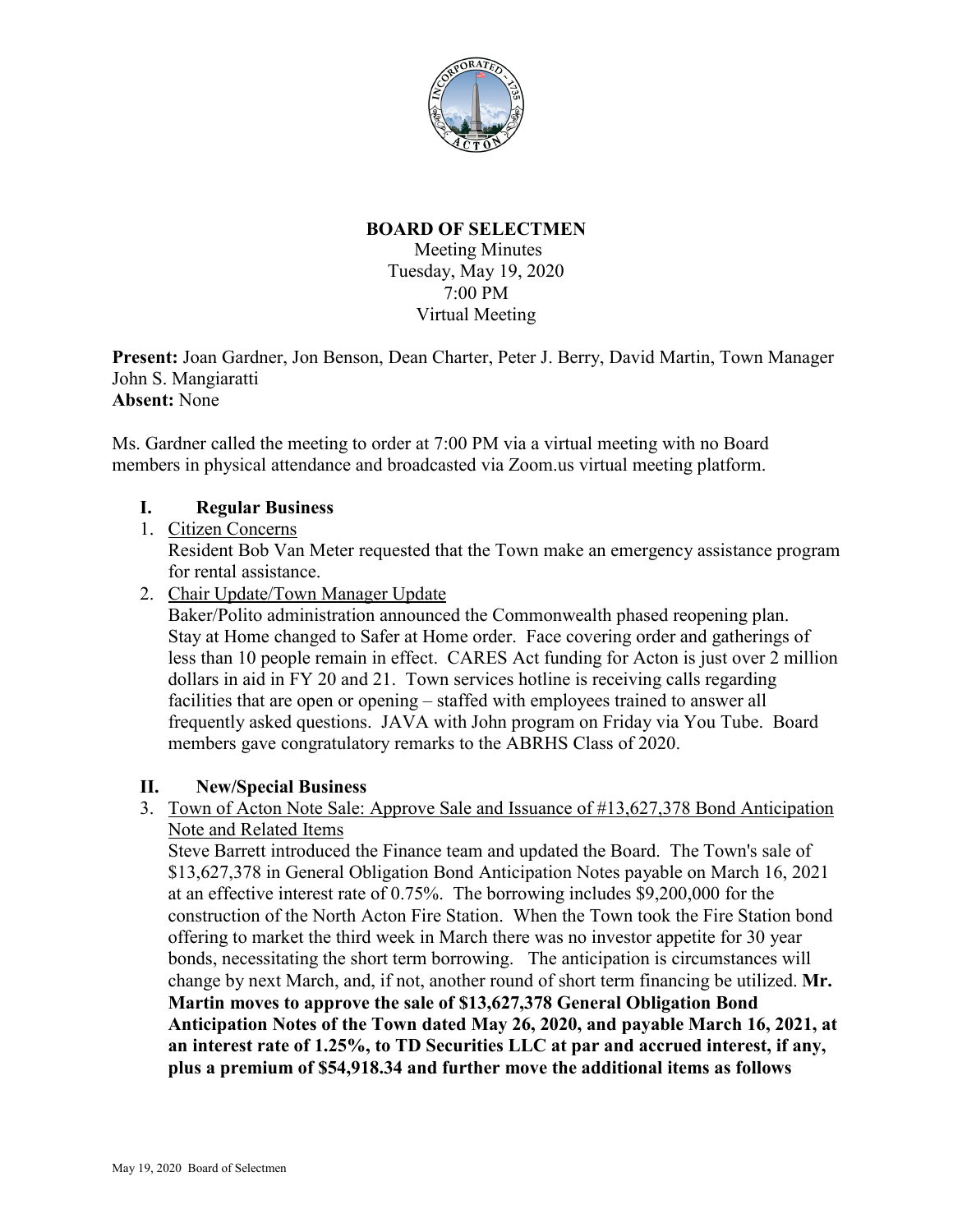# BOARD OF SELECTMEN

Meeting Minutes
Tuesday, May 19, 2020
7:00 PM
Virtual Meeting

**Present:** Joan Gardner, Jon Benson, Dean Charter, Peter J. Berry, David Martin, Town Manager John S. Mangiaratti
**Absent:** None

Ms. Gardner called the meeting to order at 7:00 PM via a virtual meeting with no Board members in physical attendance and broadcasted via Zoom.us virtual meeting platform.

## I. Regular Business

1. Citizen Concerns
   Resident Bob Van Meter requested that the Town make an emergency assistance program for rental assistance.

2. Chair Update/Town Manager Update
   Baker/Polito administration announced the Commonwealth phased reopening plan. Stay at Home changed to Safer at Home order. Face covering order and gatherings of less than 10 people remain in effect. CARES Act funding for Acton is just over 2 million dollars in aid in FY 20 and 21. Town services hotline is receiving calls regarding facilities that are open or opening – staffed with employees trained to answer all frequently asked questions. JAVA with John program on Friday via You Tube. Board members gave congratulatory remarks to the ABRHS Class of 2020.

## II. New/Special Business

3. Town of Acton Note Sale: Approve Sale and Issuance of #13,627,378 Bond Anticipation Note and Related Items
   Steve Barrett introduced the Finance team and updated the Board. The Town's sale of $13,627,378 in General Obligation Bond Anticipation Notes payable on March 16, 2021 at an effective interest rate of 0.75%. The borrowing includes $9,200,000 for the construction of the North Acton Fire Station. When the Town took the Fire Station bond offering to market the third week in March there was no investor appetite for 30 year bonds, necessitating the short term borrowing. The anticipation is circumstances will change by next March, and, if not, another round of short term financing be utilized. **Mr. Martin moves to approve the sale of $13,627,378 General Obligation Bond Anticipation Notes of the Town dated May 26, 2020, and payable March 16, 2021, at an interest rate of 1.25%, to TD Securities LLC at par and accrued interest, if any, plus a premium of $54,918.34 and further move the additional items as follows**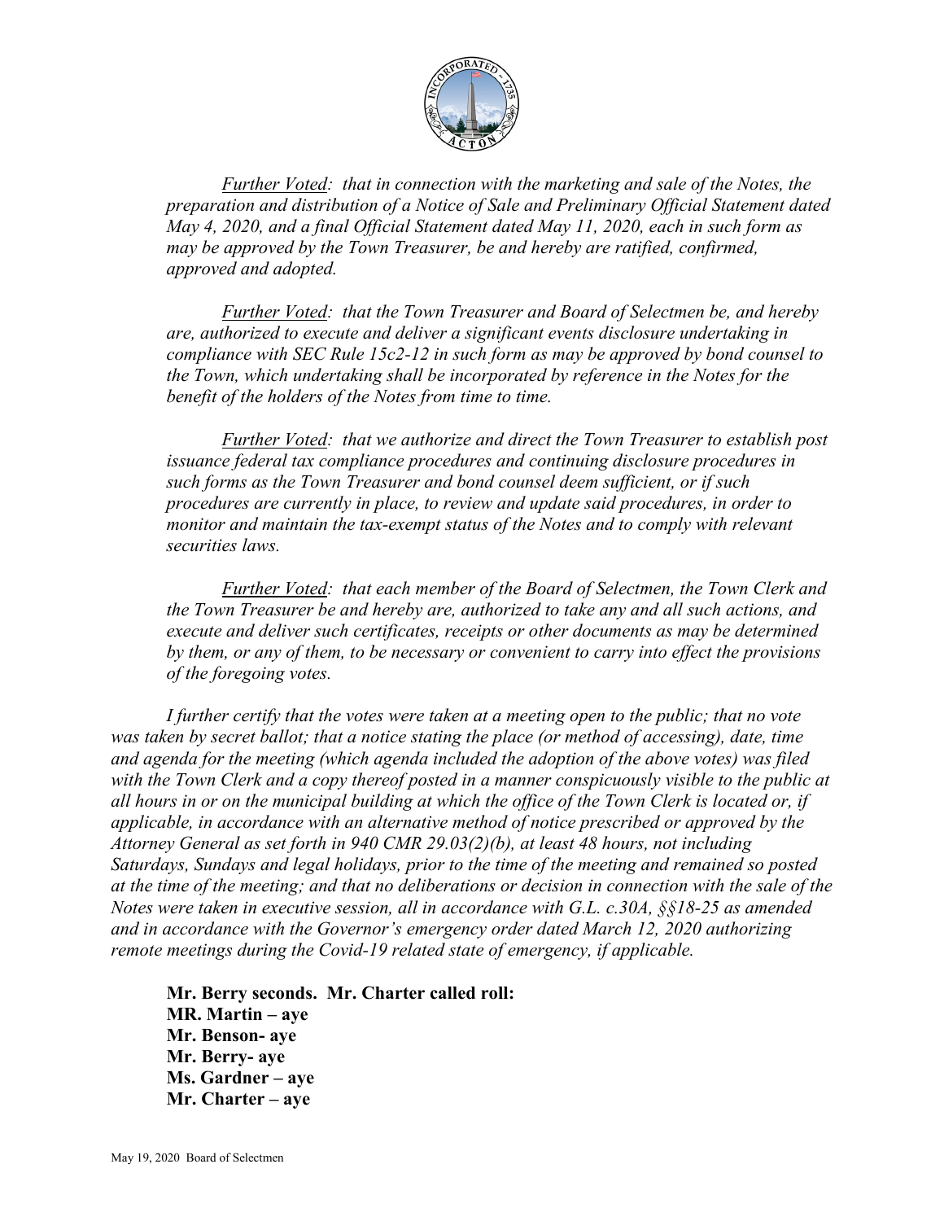*<u>Further Voted</u>: that in connection with the marketing and sale of the Notes, the preparation and distribution of a Notice of Sale and Preliminary Official Statement dated May 4, 2020, and a final Official Statement dated May 11, 2020, each in such form as may be approved by the Town Treasurer, be and hereby are ratified, confirmed, approved and adopted.*

*<u>Further Voted</u>: that the Town Treasurer and Board of Selectmen be, and hereby are, authorized to execute and deliver a significant events disclosure undertaking in compliance with SEC Rule 15c2-12 in such form as may be approved by bond counsel to the Town, which undertaking shall be incorporated by reference in the Notes for the benefit of the holders of the Notes from time to time.*

*<u>Further Voted</u>: that we authorize and direct the Town Treasurer to establish post issuance federal tax compliance procedures and continuing disclosure procedures in such forms as the Town Treasurer and bond counsel deem sufficient, or if such procedures are currently in place, to review and update said procedures, in order to monitor and maintain the tax-exempt status of the Notes and to comply with relevant securities laws.*

*<u>Further Voted</u>: that each member of the Board of Selectmen, the Town Clerk and the Town Treasurer be and hereby are, authorized to take any and all such actions, and execute and deliver such certificates, receipts or other documents as may be determined by them, or any of them, to be necessary or convenient to carry into effect the provisions of the foregoing votes.*

*I further certify that the votes were taken at a meeting open to the public; that no vote was taken by secret ballot; that a notice stating the place (or method of accessing), date, time and agenda for the meeting (which agenda included the adoption of the above votes) was filed with the Town Clerk and a copy thereof posted in a manner conspicuously visible to the public at all hours in or on the municipal building at which the office of the Town Clerk is located or, if applicable, in accordance with an alternative method of notice prescribed or approved by the Attorney General as set forth in 940 CMR 29.03(2)(b), at least 48 hours, not including Saturdays, Sundays and legal holidays, prior to the time of the meeting and remained so posted at the time of the meeting; and that no deliberations or decision in connection with the sale of the Notes were taken in executive session, all in accordance with G.L. c.30A, §§18-25 as amended and in accordance with the Governor's emergency order dated March 12, 2020 authorizing remote meetings during the Covid-19 related state of emergency, if applicable.*

**Mr. Berry seconds. Mr. Charter called roll:**
**MR. Martin – aye**
**Mr. Benson- aye**
**Mr. Berry- aye**
**Ms. Gardner – aye**
**Mr. Charter – aye**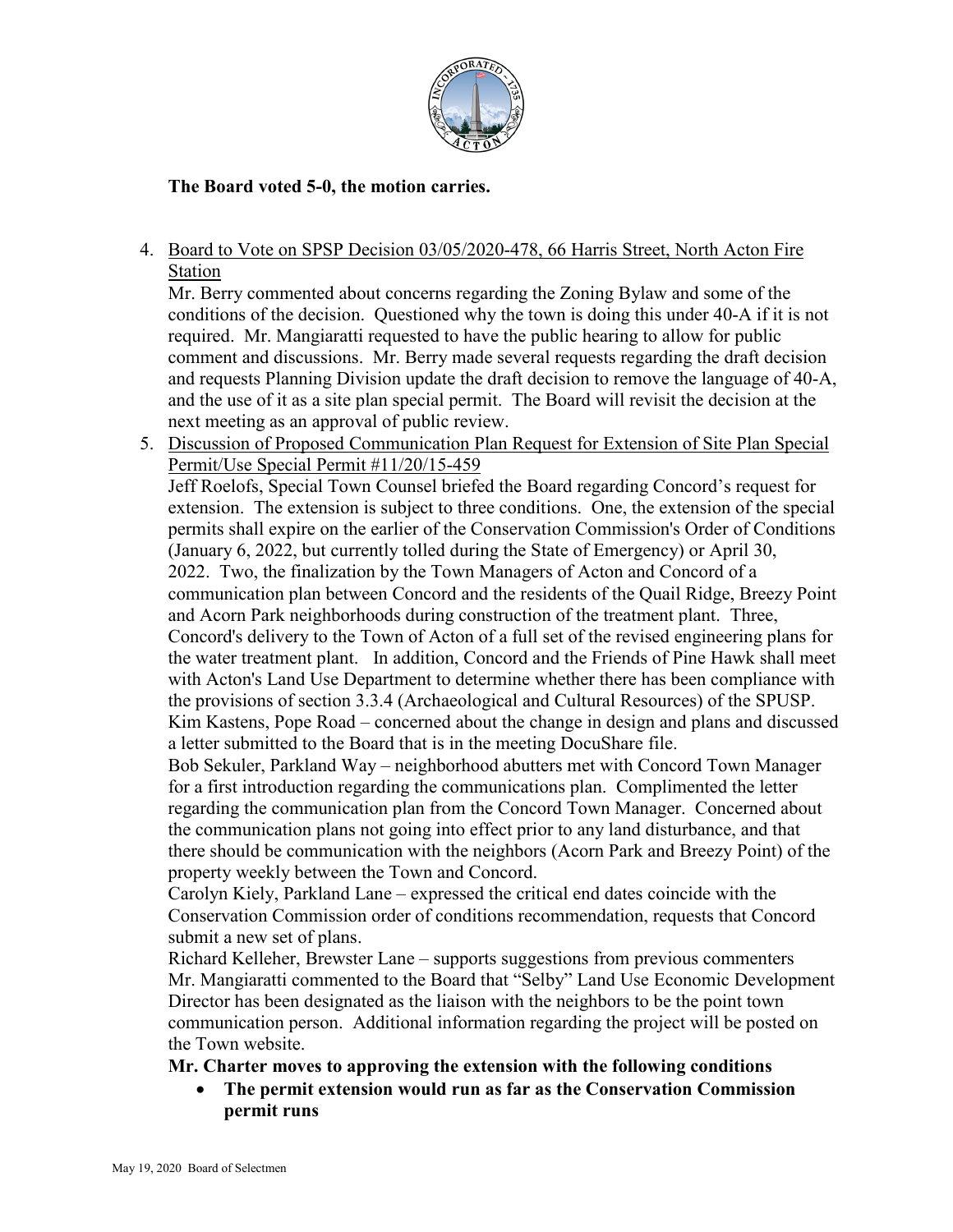**The Board voted 5-0, the motion carries.**

4. Board to Vote on SPSP Decision 03/05/2020-478, 66 Harris Street, North Acton Fire Station
   Mr. Berry commented about concerns regarding the Zoning Bylaw and some of the conditions of the decision. Questioned why the town is doing this under 40-A if it is not required. Mr. Mangiaratti requested to have the public hearing to allow for public comment and discussions. Mr. Berry made several requests regarding the draft decision and requests Planning Division update the draft decision to remove the language of 40-A, and the use of it as a site plan special permit. The Board will revisit the decision at the next meeting as an approval of public review.

5. Discussion of Proposed Communication Plan Request for Extension of Site Plan Special Permit/Use Special Permit #11/20/15-459
   Jeff Roelofs, Special Town Counsel briefed the Board regarding Concord's request for extension. The extension is subject to three conditions. One, the extension of the special permits shall expire on the earlier of the Conservation Commission's Order of Conditions (January 6, 2022, but currently tolled during the State of Emergency) or April 30, 2022. Two, the finalization by the Town Managers of Acton and Concord of a communication plan between Concord and the residents of the Quail Ridge, Breezy Point and Acorn Park neighborhoods during construction of the treatment plant. Three, Concord's delivery to the Town of Acton of a full set of the revised engineering plans for the water treatment plant. In addition, Concord and the Friends of Pine Hawk shall meet with Acton's Land Use Department to determine whether there has been compliance with the provisions of section 3.3.4 (Archaeological and Cultural Resources) of the SPUSP.
   Kim Kastens, Pope Road – concerned about the change in design and plans and discussed a letter submitted to the Board that is in the meeting DocuShare file.
   Bob Sekuler, Parkland Way – neighborhood abutters met with Concord Town Manager for a first introduction regarding the communications plan. Complimented the letter regarding the communication plan from the Concord Town Manager. Concerned about the communication plans not going into effect prior to any land disturbance, and that there should be communication with the neighbors (Acorn Park and Breezy Point) of the property weekly between the Town and Concord.
   Carolyn Kiely, Parkland Lane – expressed the critical end dates coincide with the Conservation Commission order of conditions recommendation, requests that Concord submit a new set of plans.
   Richard Kelleher, Brewster Lane – supports suggestions from previous commenters
   Mr. Mangiaratti commented to the Board that "Selby" Land Use Economic Development Director has been designated as the liaison with the neighbors to be the point town communication person. Additional information regarding the project will be posted on the Town website.

   **Mr. Charter moves to approving the extension with the following conditions**

   - **The permit extension would run as far as the Conservation Commission permit runs**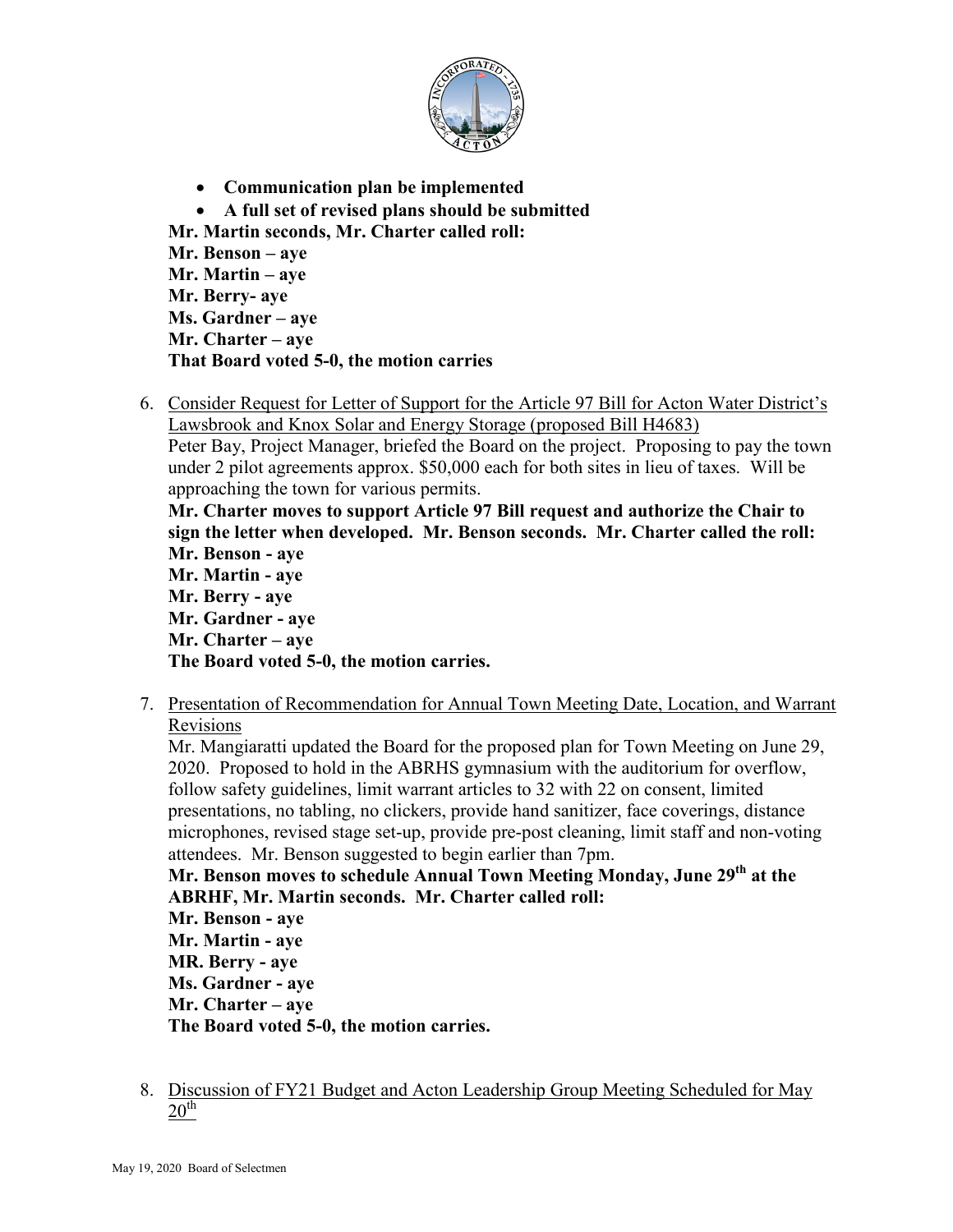- **Communication plan be implemented**
- **A full set of revised plans should be submitted**

**Mr. Martin seconds, Mr. Charter called roll:**
**Mr. Benson – aye**
**Mr. Martin – aye**
**Mr. Berry- aye**
**Ms. Gardner – aye**
**Mr. Charter – aye**
**That Board voted 5-0, the motion carries**

6. Consider Request for Letter of Support for the Article 97 Bill for Acton Water District's Lawsbrook and Knox Solar and Energy Storage (proposed Bill H4683)
Peter Bay, Project Manager, briefed the Board on the project. Proposing to pay the town under 2 pilot agreements approx. $50,000 each for both sites in lieu of taxes. Will be approaching the town for various permits.
**Mr. Charter moves to support Article 97 Bill request and authorize the Chair to sign the letter when developed. Mr. Benson seconds. Mr. Charter called the roll:**
**Mr. Benson - aye**
**Mr. Martin - aye**
**Mr. Berry - aye**
**Mr. Gardner - aye**
**Mr. Charter – aye**
**The Board voted 5-0, the motion carries.**

7. Presentation of Recommendation for Annual Town Meeting Date, Location, and Warrant Revisions
Mr. Mangiaratti updated the Board for the proposed plan for Town Meeting on June 29, 2020. Proposed to hold in the ABRHS gymnasium with the auditorium for overflow, follow safety guidelines, limit warrant articles to 32 with 22 on consent, limited presentations, no tabling, no clickers, provide hand sanitizer, face coverings, distance microphones, revised stage set-up, provide pre-post cleaning, limit staff and non-voting attendees. Mr. Benson suggested to begin earlier than 7pm.
**Mr. Benson moves to schedule Annual Town Meeting Monday, June 29th at the ABRHF, Mr. Martin seconds. Mr. Charter called roll:**
**Mr. Benson - aye**
**Mr. Martin - aye**
**MR. Berry - aye**
**Ms. Gardner - aye**
**Mr. Charter – aye**
**The Board voted 5-0, the motion carries.**

8. Discussion of FY21 Budget and Acton Leadership Group Meeting Scheduled for May 20th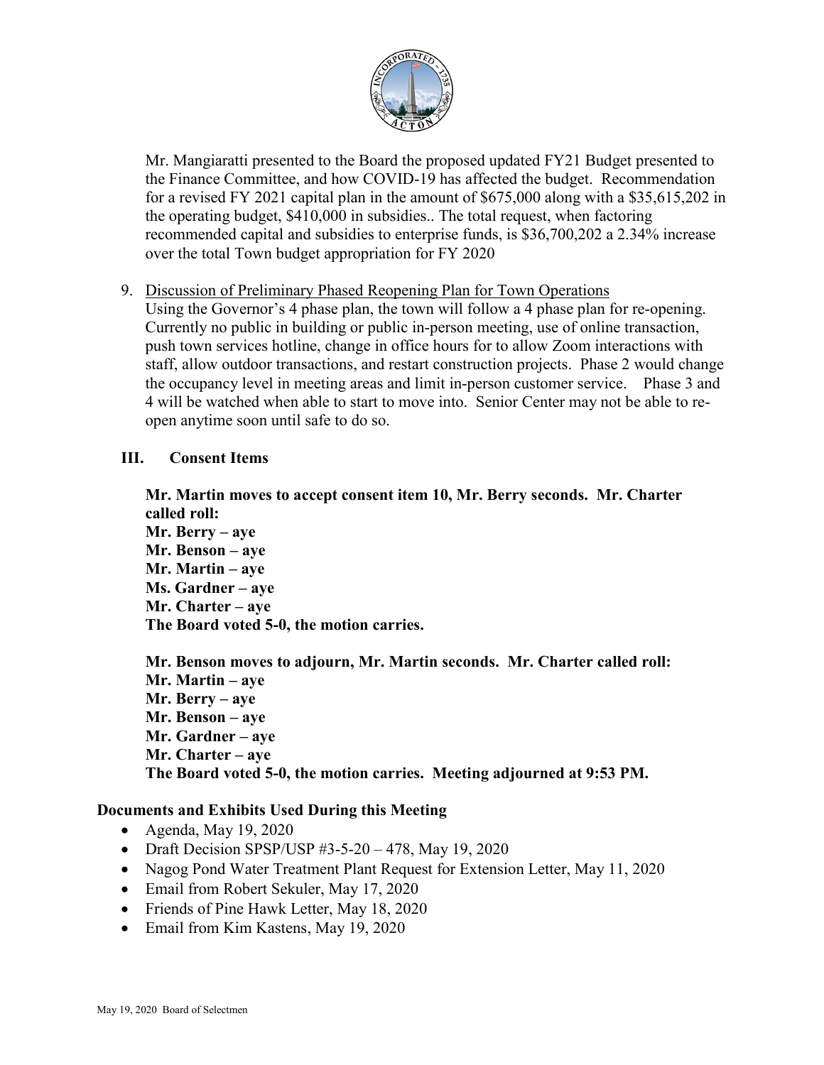Mr. Mangiaratti presented to the Board the proposed updated FY21 Budget presented to the Finance Committee, and how COVID-19 has affected the budget. Recommendation for a revised FY 2021 capital plan in the amount of $675,000 along with a $35,615,202 in the operating budget, $410,000 in subsidies.. The total request, when factoring recommended capital and subsidies to enterprise funds, is $36,700,202 a 2.34% increase over the total Town budget appropriation for FY 2020

9. Discussion of Preliminary Phased Reopening Plan for Town Operations
   Using the Governor's 4 phase plan, the town will follow a 4 phase plan for re-opening. Currently no public in building or public in-person meeting, use of online transaction, push town services hotline, change in office hours for to allow Zoom interactions with staff, allow outdoor transactions, and restart construction projects. Phase 2 would change the occupancy level in meeting areas and limit in-person customer service. Phase 3 and 4 will be watched when able to start to move into. Senior Center may not be able to re-open anytime soon until safe to do so.

## III. Consent Items

**Mr. Martin moves to accept consent item 10, Mr. Berry seconds. Mr. Charter called roll:**
**Mr. Berry – aye**
**Mr. Benson – aye**
**Mr. Martin – aye**
**Ms. Gardner – aye**
**Mr. Charter – aye**
**The Board voted 5-0, the motion carries.**

**Mr. Benson moves to adjourn, Mr. Martin seconds. Mr. Charter called roll:**
**Mr. Martin – aye**
**Mr. Berry – aye**
**Mr. Benson – aye**
**Mr. Gardner – aye**
**Mr. Charter – aye**
**The Board voted 5-0, the motion carries. Meeting adjourned at 9:53 PM.**

### Documents and Exhibits Used During this Meeting

- Agenda, May 19, 2020
- Draft Decision SPSP/USP #3-5-20 – 478, May 19, 2020
- Nagog Pond Water Treatment Plant Request for Extension Letter, May 11, 2020
- Email from Robert Sekuler, May 17, 2020
- Friends of Pine Hawk Letter, May 18, 2020
- Email from Kim Kastens, May 19, 2020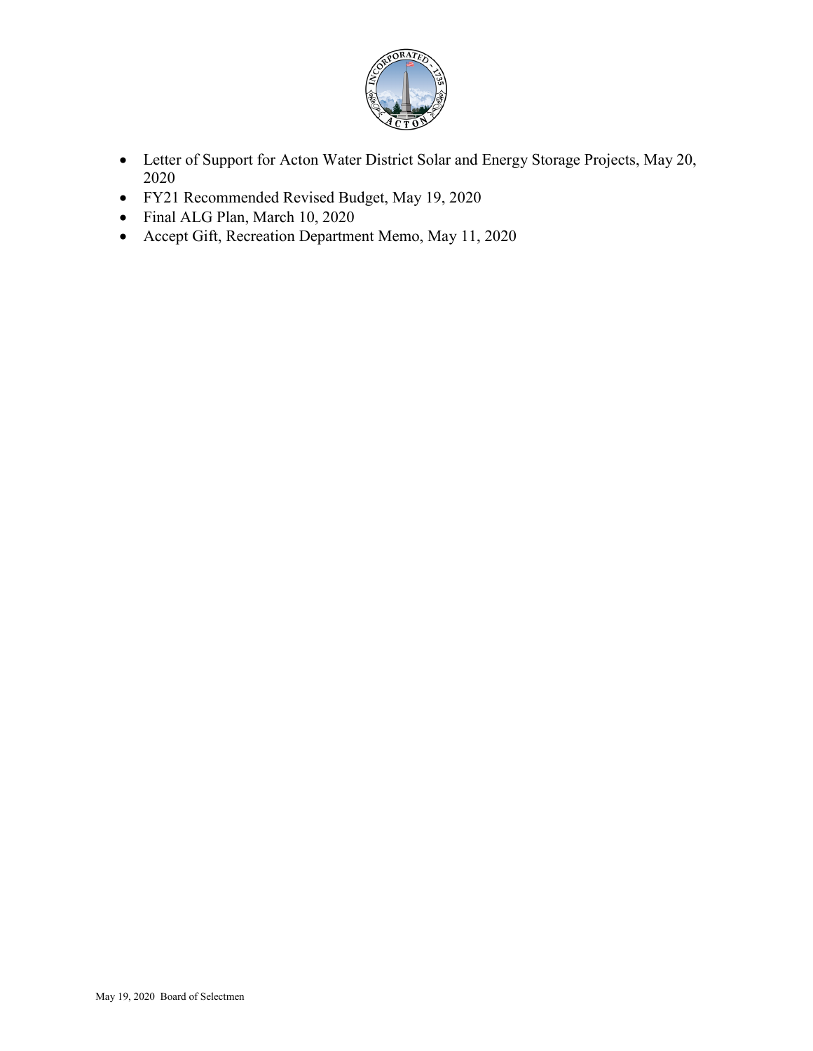- Letter of Support for Acton Water District Solar and Energy Storage Projects, May 20, 2020
- FY21 Recommended Revised Budget, May 19, 2020
- Final ALG Plan, March 10, 2020
- Accept Gift, Recreation Department Memo, May 11, 2020